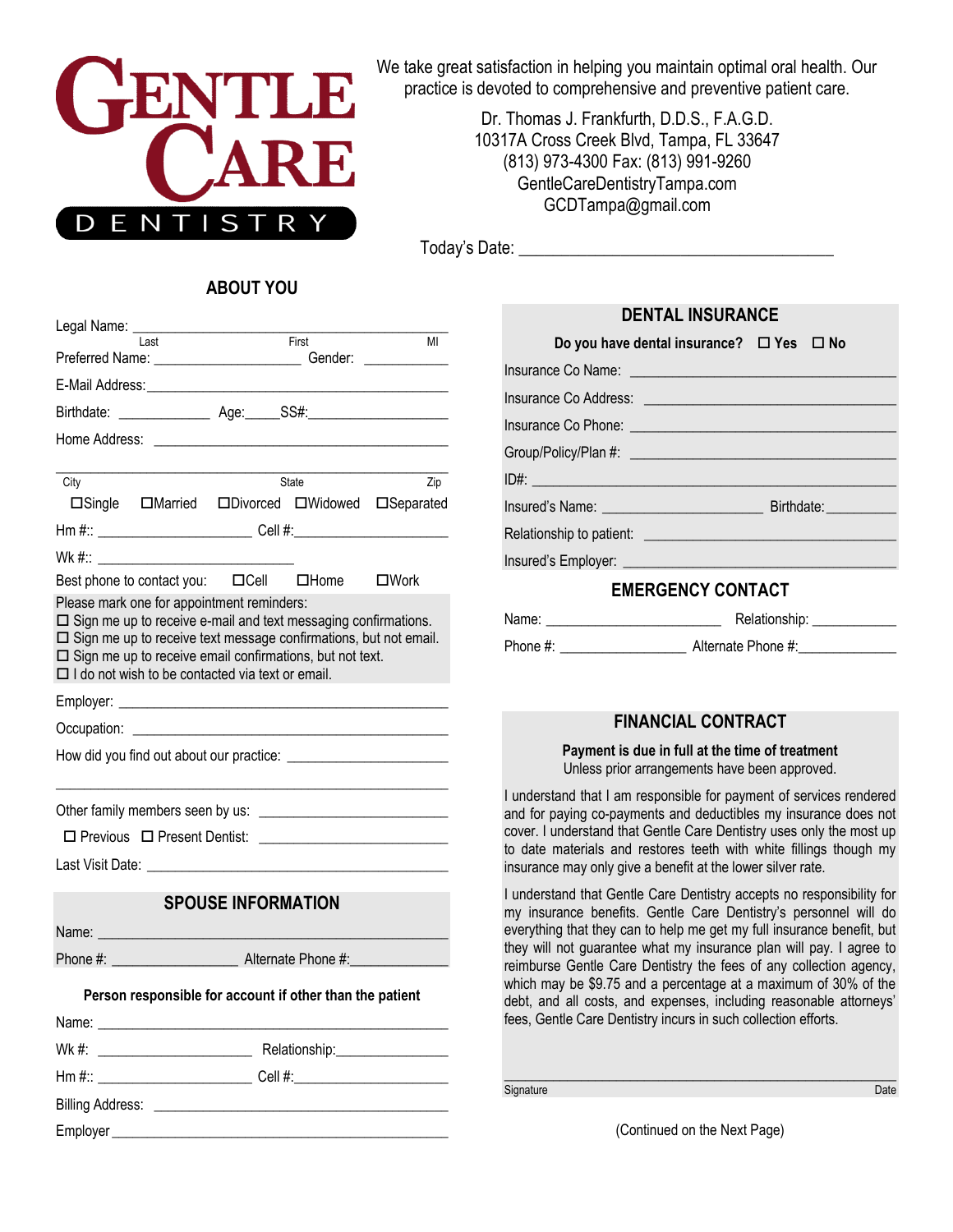GENTLE CARE
DENTISTRY

We take great satisfaction in helping you maintain optimal oral health. Our practice is devoted to comprehensive and preventive patient care.

Dr. Thomas J. Frankfurth, D.D.S., F.A.G.D.
10317A Cross Creek Blvd, Tampa, FL 33647
(813) 973-4300 Fax: (813) 991-9260
GentleCareDentistryTampa.com
GCDTampa@gmail.com

Today's Date: ___________________________________

## ABOUT YOU

Legal Name: ___________________________________________
Last First MI

Preferred Name: ___________________ Gender: ___________

E-Mail Address: ___________________________________________

Birthdate: _____________ Age: _____ SS#: ___________________

Home Address: ___________________________________________

___________________________________________
City State Zip

☐Single ☐Married ☐Divorced ☐Widowed ☐Separated

Hm #:: ____________________ Cell #: ____________________

Wk #:: ____________________

Best phone to contact you: ☐Cell ☐Home ☐Work

Please mark one for appointment reminders:

☐ Sign me up to receive e-mail and text messaging confirmations.
☐ Sign me up to receive text message confirmations, but not email.
☐ Sign me up to receive email confirmations, but not text.
☐ I do not wish to be contacted via text or email.

Employer: ___________________________________________

Occupation: ___________________________________________

How did you find out about our practice: ______________________

___________________________________________

Other family members seen by us: _________________________

☐ Previous ☐ Present Dentist: _________________________

Last Visit Date: ___________________________________________

## SPOUSE INFORMATION

Name: ___________________________________________

Phone #: ________________ Alternate Phone #: ____________

**Person responsible for account if other than the patient**

Name: ___________________________________________

Wk #: ____________________ Relationship: _______________

Hm #:: ____________________ Cell #: ____________________

Billing Address: ___________________________________________

Employer ___________________________________________

## DENTAL INSURANCE

**Do you have dental insurance?** ☐ **Yes** ☐ **No**

Insurance Co Name: ___________________________________

Insurance Co Address: _________________________________

Insurance Co Phone: ___________________________________

Group/Policy/Plan #: ___________________________________

ID#: ___________________________________________

Insured's Name: ____________________ Birthdate: _________

Relationship to patient: ________________________________

Insured's Employer: ___________________________________

## EMERGENCY CONTACT

Name: ______________________ Relationship: ___________

Phone #: ________________ Alternate Phone #: ____________

## FINANCIAL CONTRACT

**Payment is due in full at the time of treatment**
Unless prior arrangements have been approved.

I understand that I am responsible for payment of services rendered and for paying co-payments and deductibles my insurance does not cover. I understand that Gentle Care Dentistry uses only the most up to date materials and restores teeth with white fillings though my insurance may only give a benefit at the lower silver rate.

I understand that Gentle Care Dentistry accepts no responsibility for my insurance benefits. Gentle Care Dentistry's personnel will do everything that they can to help me get my full insurance benefit, but they will not guarantee what my insurance plan will pay. I agree to reimburse Gentle Care Dentistry the fees of any collection agency, which may be $9.75 and a percentage at a maximum of 30% of the debt, and all costs, and expenses, including reasonable attorneys' fees, Gentle Care Dentistry incurs in such collection efforts.

___________________________________________
Signature Date

(Continued on the Next Page)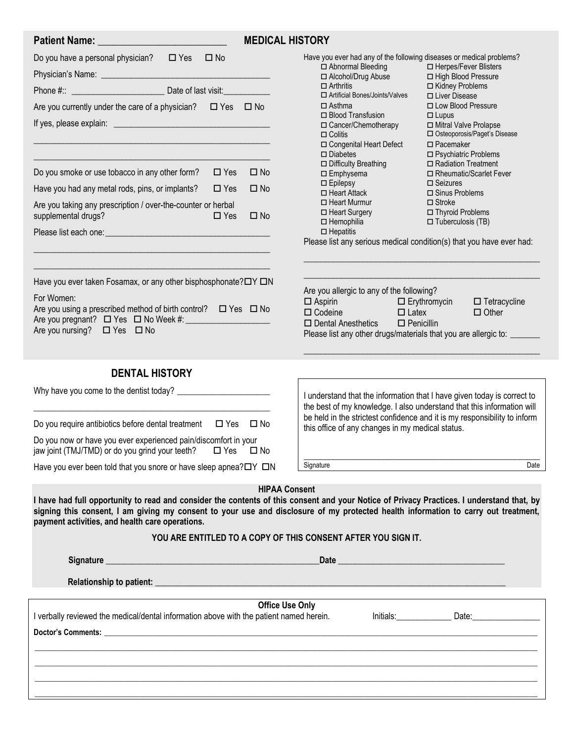**Patient Name:** ________________________

## MEDICAL HISTORY

Do you have a personal physician? ☐ Yes ☐ No

Physician's Name: ____________________________________

Phone #:: ____________________ Date of last visit:__________

Are you currently under the care of a physician? ☐ Yes ☐ No

If yes, please explain: ________________________________

________________________________________________

________________________________________________

Do you smoke or use tobacco in any other form? ☐ Yes ☐ No

Have you had any metal rods, pins, or implants? ☐ Yes ☐ No

Are you taking any prescription / over-the-counter or herbal supplemental drugs? ☐ Yes ☐ No

Please list each one:__________________________________

________________________________________________

________________________________________________

Have you ever taken Fosamax, or any other bisphosphonate?☐Y ☐N

For Women:
Are you using a prescribed method of birth control? ☐ Yes ☐ No
Are you pregnant? ☐ Yes ☐ No Week #: ________________
Are you nursing? ☐ Yes ☐ No

Have you ever had any of the following diseases or medical problems?

- ☐ Abnormal Bleeding
- ☐ Alcohol/Drug Abuse
- ☐ Arthritis
- ☐ Artificial Bones/Joints/Valves
- ☐ Asthma
- ☐ Blood Transfusion
- ☐ Cancer/Chemotherapy
- ☐ Colitis
- ☐ Congenital Heart Defect
- ☐ Diabetes
- ☐ Difficulty Breathing
- ☐ Emphysema
- ☐ Epilepsy
- ☐ Heart Attack
- ☐ Heart Murmur
- ☐ Heart Surgery
- ☐ Hemophilia
- ☐ Hepatitis
- ☐ Herpes/Fever Blisters
- ☐ High Blood Pressure
- ☐ Kidney Problems
- ☐ Liver Disease
- ☐ Low Blood Pressure
- ☐ Lupus
- ☐ Mitral Valve Prolapse
- ☐ Osteoporosis/Paget's Disease
- ☐ Pacemaker
- ☐ Psychiatric Problems
- ☐ Radiation Treatment
- ☐ Rheumatic/Scarlet Fever
- ☐ Seizures
- ☐ Sinus Problems
- ☐ Stroke
- ☐ Thyroid Problems
- ☐ Tuberculosis (TB)

Please list any serious medical condition(s) that you have ever had:

________________________________________________

________________________________________________

Are you allergic to any of the following?

☐ Aspirin ☐ Erythromycin ☐ Tetracycline
☐ Codeine ☐ Latex ☐ Other
☐ Dental Anesthetics ☐ Penicillin

Please list any other drugs/materials that you are allergic to: _______

________________________________________________

## DENTAL HISTORY

Why have you come to the dentist today? ____________________

________________________________________________

Do you require antibiotics before dental treatment ☐ Yes ☐ No

Do you now or have you ever experienced pain/discomfort in your jaw joint (TMJ/TMD) or do you grind your teeth? ☐ Yes ☐ No

Have you ever been told that you snore or have sleep apnea?☐Y ☐N

I understand that the information that I have given today is correct to the best of my knowledge. I also understand that this information will be held in the strictest confidence and it is my responsibility to inform this office of any changes in my medical status.

________________________________________________
Signature Date

### HIPAA Consent

**I have had full opportunity to read and consider the contents of this consent and your Notice of Privacy Practices. I understand that, by signing this consent, I am giving my consent to your use and disclosure of my protected health information to carry out treatment, payment activities, and health care operations.**

**YOU ARE ENTITLED TO A COPY OF THIS CONSENT AFTER YOU SIGN IT.**

**Signature** ________________________________________ **Date** ______________________________

**Relationship to patient:** ____________________________________________________________

### Office Use Only

I verbally reviewed the medical/dental information above with the patient named herein. Initials:____________ Date:______________

**Doctor's Comments:** ______________________________________________________________

________________________________________________________________________________

________________________________________________________________________________

________________________________________________________________________________

________________________________________________________________________________